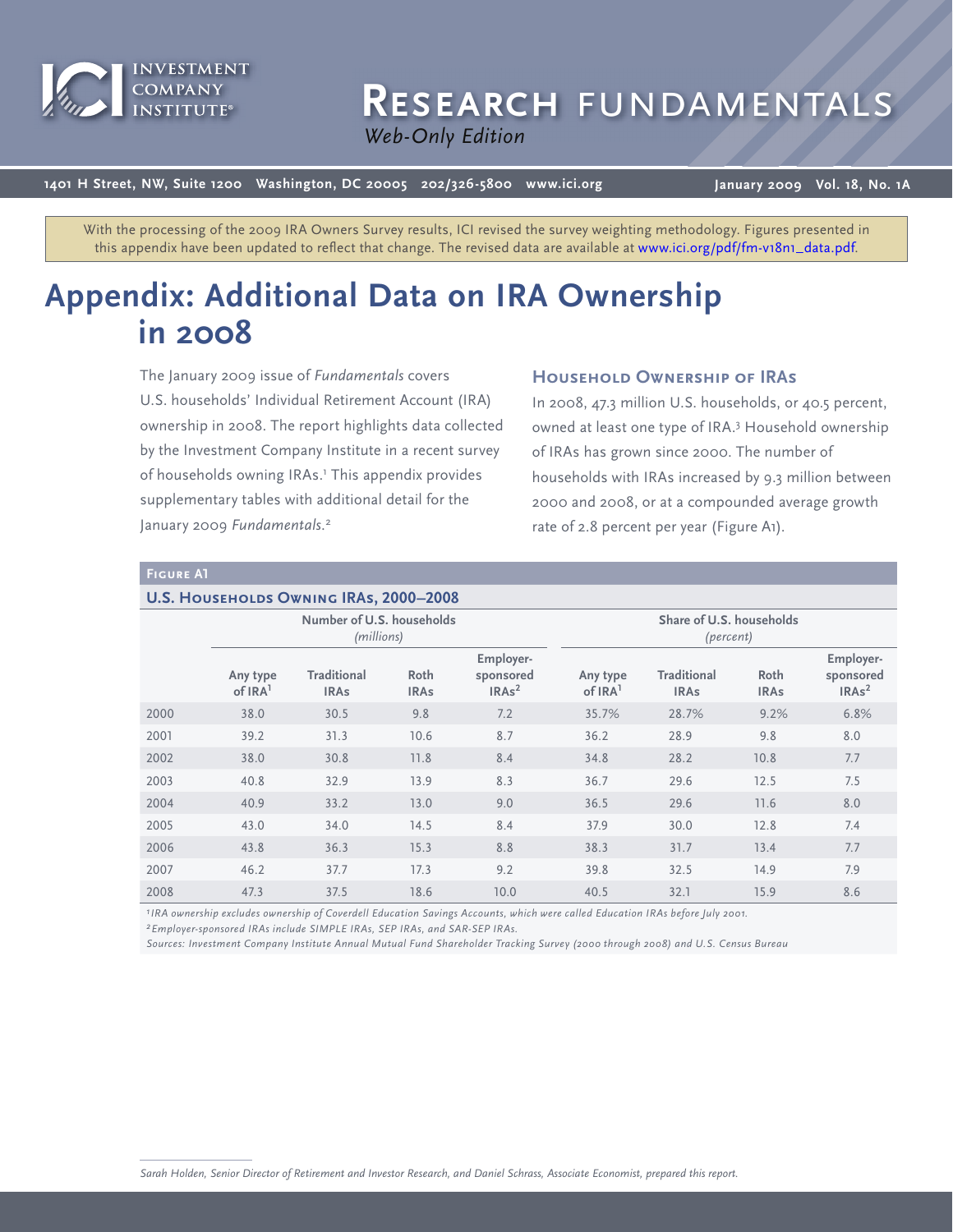# Research Fundamentals

*Web-Only Edition*

1401 H Street, NW, Suite 1200 Washington, DC 20005 202/326-5800 www.ici.org

January 2009 Vol. 18, No. 1A

With the processing of the 2009 IRA Owners Survey results, ICI revised the survey weighting methodology. Figures presented in this appendix have been updated to reflect that change. The revised data are available at www.ici.org/pdf/fm-v18n1_data.pdf.

# Appendix: Additional Data on IRA Ownership in 2008

The January 2009 issue of *Fundamentals* covers U.S. households' Individual Retirement Account (IRA) ownership in 2008. The report highlights data collected by the Investment Company Institute in a recent survey of households owning IRAs.[1] This appendix provides supplementary tables with additional detail for the January 2009 *Fundamentals*.[2]

## Household Ownership of IRAs

In 2008, 47.3 million U.S. households, or 40.5 percent, owned at least one type of IRA.[3] Household ownership of IRAs has grown since 2000. The number of households with IRAs increased by 9.3 million between 2000 and 2008, or at a compounded average growth rate of 2.8 percent per year (Figure A1).

**Figure A1**

**U.S. Households Owning IRAs, 2000–2008**

| | Number of U.S. households *(millions)* | | | | Share of U.S. households *(percent)* | | | |
|---|---|---|---|---|---|---|---|---|
| | Any type of IRA[1] | Traditional IRAs | Roth IRAs | Employer-sponsored IRAs[2] | Any type of IRA[1] | Traditional IRAs | Roth IRAs | Employer-sponsored IRAs[2] |
| 2000 | 38.0 | 30.5 | 9.8 | 7.2 | 35.7% | 28.7% | 9.2% | 6.8% |
| 2001 | 39.2 | 31.3 | 10.6 | 8.7 | 36.2 | 28.9 | 9.8 | 8.0 |
| 2002 | 38.0 | 30.8 | 11.8 | 8.4 | 34.8 | 28.2 | 10.8 | 7.7 |
| 2003 | 40.8 | 32.9 | 13.9 | 8.3 | 36.7 | 29.6 | 12.5 | 7.5 |
| 2004 | 40.9 | 33.2 | 13.0 | 9.0 | 36.5 | 29.6 | 11.6 | 8.0 |
| 2005 | 43.0 | 34.0 | 14.5 | 8.4 | 37.9 | 30.0 | 12.8 | 7.4 |
| 2006 | 43.8 | 36.3 | 15.3 | 8.8 | 38.3 | 31.7 | 13.4 | 7.7 |
| 2007 | 46.2 | 37.7 | 17.3 | 9.2 | 39.8 | 32.5 | 14.9 | 7.9 |
| 2008 | 47.3 | 37.5 | 18.6 | 10.0 | 40.5 | 32.1 | 15.9 | 8.6 |

*[1] IRA ownership excludes ownership of Coverdell Education Savings Accounts, which were called Education IRAs before July 2001.*

*[2] Employer-sponsored IRAs include SIMPLE IRAs, SEP IRAs, and SAR-SEP IRAs.*

*Sources: Investment Company Institute Annual Mutual Fund Shareholder Tracking Survey (2000 through 2008) and U.S. Census Bureau*

*Sarah Holden, Senior Director of Retirement and Investor Research, and Daniel Schrass, Associate Economist, prepared this report.*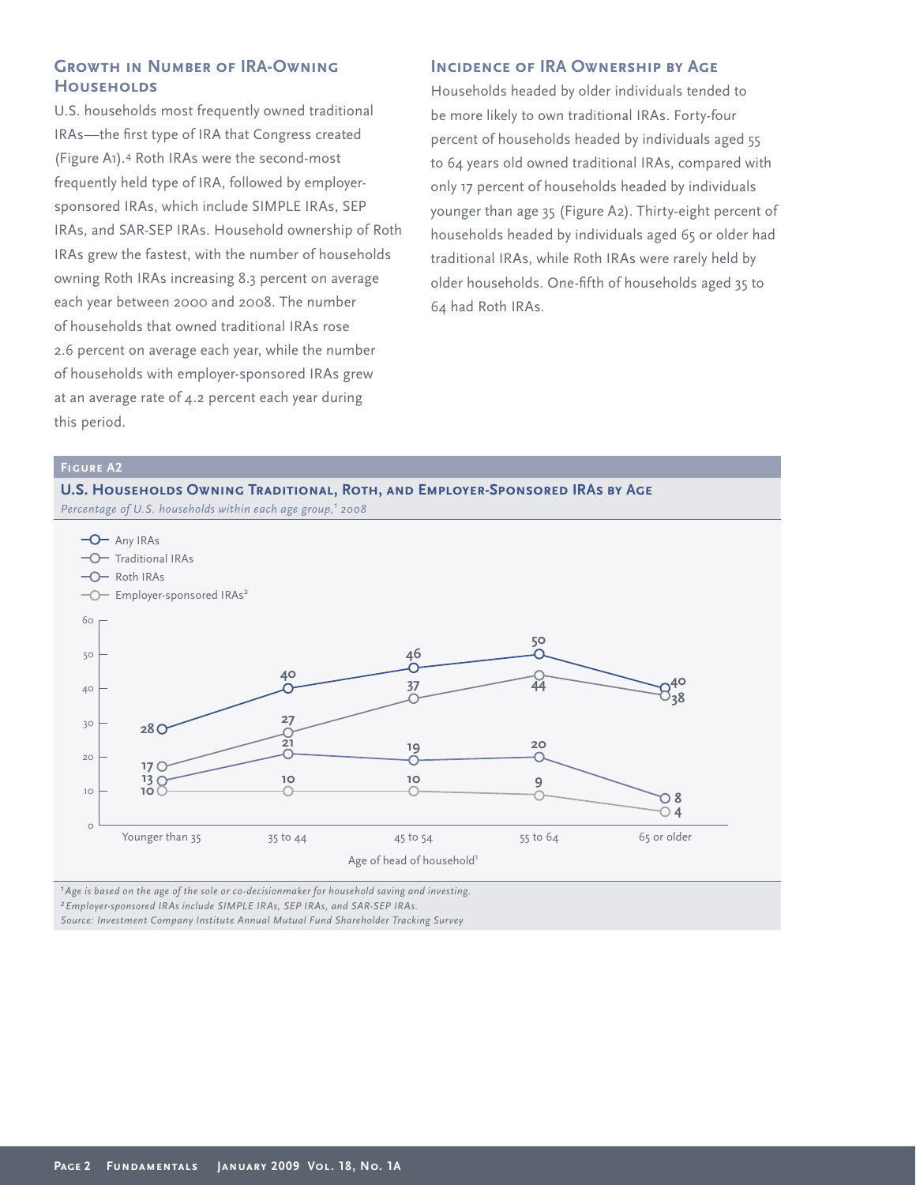## Growth in Number of IRA-Owning Households

U.S. households most frequently owned traditional IRAs—the first type of IRA that Congress created (Figure A1).[4] Roth IRAs were the second-most frequently held type of IRA, followed by employer-sponsored IRAs, which include SIMPLE IRAs, SEP IRAs, and SAR-SEP IRAs. Household ownership of Roth IRAs grew the fastest, with the number of households owning Roth IRAs increasing 8.3 percent on average each year between 2000 and 2008. The number of households that owned traditional IRAs rose 2.6 percent on average each year, while the number of households with employer-sponsored IRAs grew at an average rate of 4.2 percent each year during this period.

## Incidence of IRA Ownership by Age

Households headed by older individuals tended to be more likely to own traditional IRAs. Forty-four percent of households headed by individuals aged 55 to 64 years old owned traditional IRAs, compared with only 17 percent of households headed by individuals younger than age 35 (Figure A2). Thirty-eight percent of households headed by individuals aged 65 or older had traditional IRAs, while Roth IRAs were rarely held by older households. One-fifth of households aged 35 to 64 had Roth IRAs.

**Figure A2**

**U.S. Households Owning Traditional, Roth, and Employer-Sponsored IRAs by Age**

*Percentage of U.S. households within each age group,[1] 2008*

| Age of head of household[1] | Any IRAs | Traditional IRAs | Roth IRAs | Employer-sponsored IRAs[2] |
|---|---|---|---|---|
| Younger than 35 | 28 | 17 | 13 | 10 |
| 35 to 44 | 40 | 27 | 21 | 10 |
| 45 to 54 | 46 | 37 | 19 | 10 |
| 55 to 64 | 50 | 44 | 20 | 9 |
| 65 or older | 40 | 38 | 8 | 4 |

*[1] Age is based on the age of the sole or co-decisionmaker for household saving and investing.*
*[2] Employer-sponsored IRAs include SIMPLE IRAs, SEP IRAs, and SAR-SEP IRAs.*
*Source: Investment Company Institute Annual Mutual Fund Shareholder Tracking Survey*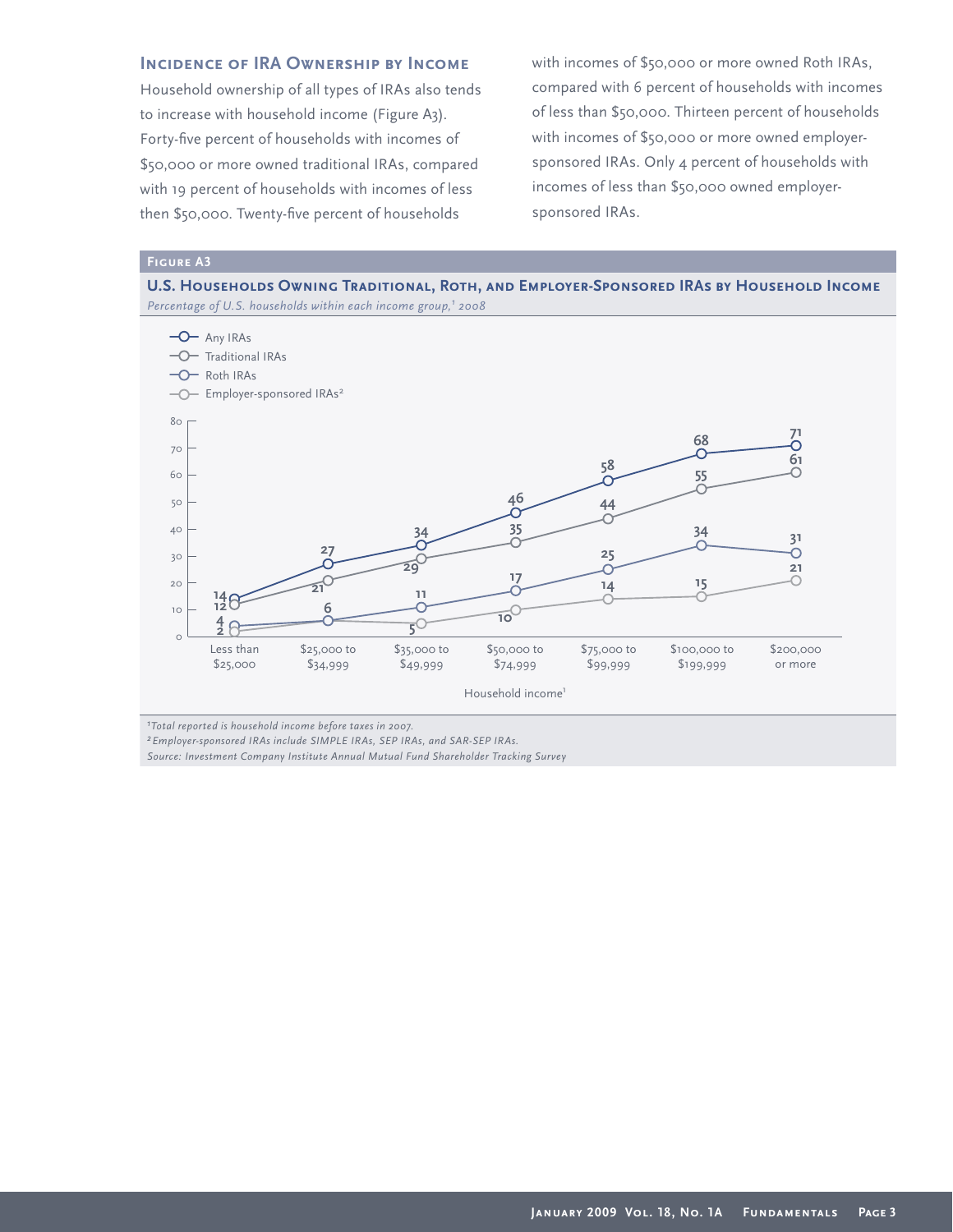### Incidence of IRA Ownership by Income

Household ownership of all types of IRAs also tends to increase with household income (Figure A3). Forty-five percent of households with incomes of $50,000 or more owned traditional IRAs, compared with 19 percent of households with incomes of less then $50,000. Twenty-five percent of households with incomes of $50,000 or more owned Roth IRAs, compared with 6 percent of households with incomes of less than $50,000. Thirteen percent of households with incomes of $50,000 or more owned employer-sponsored IRAs. Only 4 percent of households with incomes of less than $50,000 owned employer-sponsored IRAs.

**Figure A3**

**U.S. Households Owning Traditional, Roth, and Employer-Sponsored IRAs by Household Income**

*Percentage of U.S. households within each income group,[1] 2008*

| Household income[1] | Any IRAs | Traditional IRAs | Roth IRAs | Employer-sponsored IRAs[2] |
|---|---|---|---|---|
| Less than $25,000 | 14 | 12 | 4 | 2 |
| $25,000 to $34,999 | 27 | 21 | 6 | 6 |
| $35,000 to $49,999 | 34 | 29 | 11 | 5 |
| $50,000 to $74,999 | 46 | 35 | 17 | 10 |
| $75,000 to $99,999 | 58 | 44 | 25 | 14 |
| $100,000 to $199,999 | 68 | 55 | 34 | 15 |
| $200,000 or more | 71 | 61 | 31 | 21 |

*[1]Total reported is household income before taxes in 2007.*

*[2]Employer-sponsored IRAs include SIMPLE IRAs, SEP IRAs, and SAR-SEP IRAs.*

*Source: Investment Company Institute Annual Mutual Fund Shareholder Tracking Survey*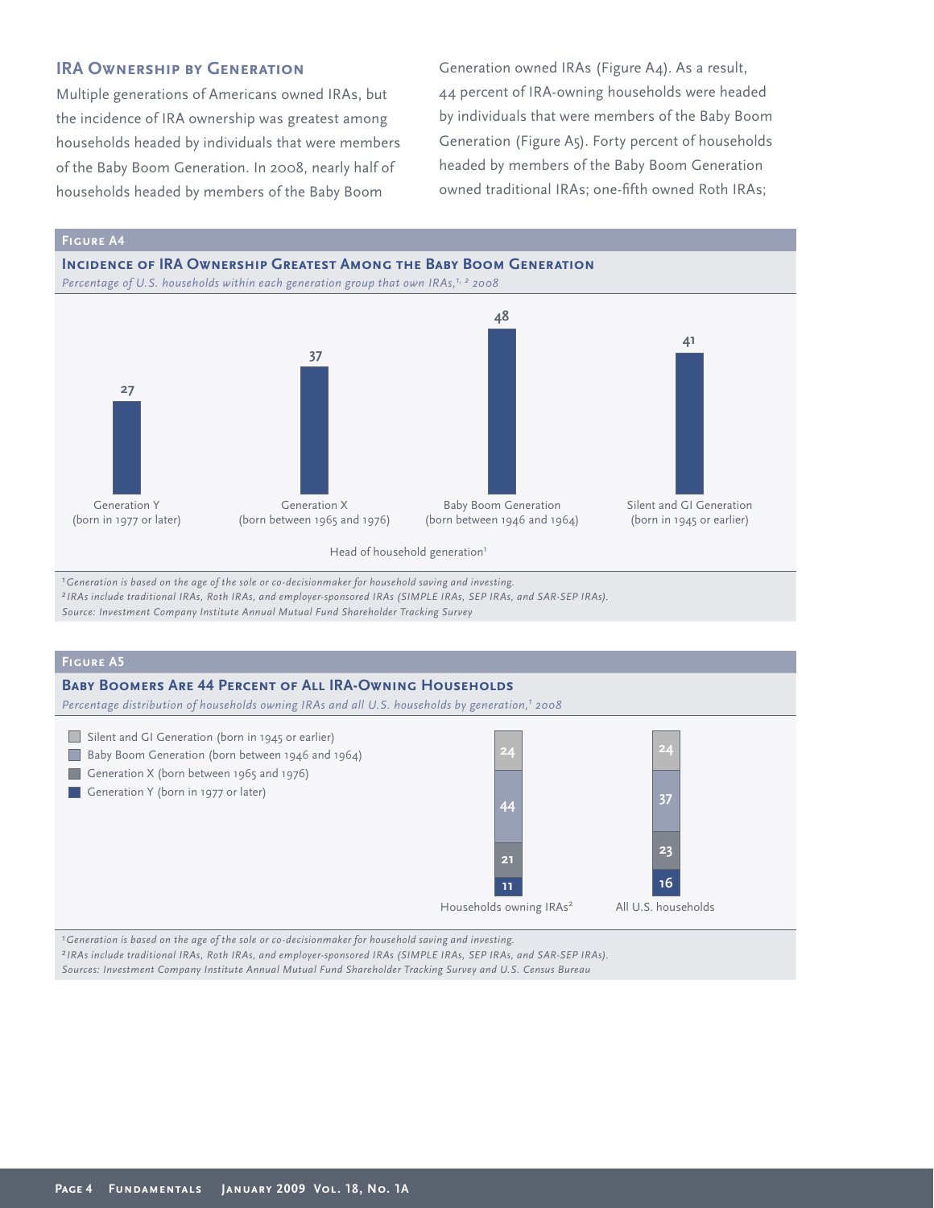## IRA Ownership by Generation

Multiple generations of Americans owned IRAs, but the incidence of IRA ownership was greatest among households headed by individuals that were members of the Baby Boom Generation. In 2008, nearly half of households headed by members of the Baby Boom Generation owned IRAs (Figure A4). As a result, 44 percent of IRA-owning households were headed by individuals that were members of the Baby Boom Generation (Figure A5). Forty percent of households headed by members of the Baby Boom Generation owned traditional IRAs; one-fifth owned Roth IRAs;

**Figure A4**

**Incidence of IRA Ownership Greatest Among the Baby Boom Generation**

*Percentage of U.S. households within each generation group that own IRAs,[1, 2] 2008*

| Head of household generation[1] | Percent |
|---|---|
| Generation Y (born in 1977 or later) | 27 |
| Generation X (born between 1965 and 1976) | 37 |
| Baby Boom Generation (born between 1946 and 1964) | 48 |
| Silent and GI Generation (born in 1945 or earlier) | 41 |

*[1]Generation is based on the age of the sole or co-decisionmaker for household saving and investing.*
*[2]IRAs include traditional IRAs, Roth IRAs, and employer-sponsored IRAs (SIMPLE IRAs, SEP IRAs, and SAR-SEP IRAs).*
*Source: Investment Company Institute Annual Mutual Fund Shareholder Tracking Survey*

**Figure A5**

**Baby Boomers Are 44 Percent of All IRA-Owning Households**

*Percentage distribution of households owning IRAs and all U.S. households by generation,[1] 2008*

| Generation | Households owning IRAs[2] | All U.S. households |
|---|---|---|
| Silent and GI Generation (born in 1945 or earlier) | 24 | 24 |
| Baby Boom Generation (born between 1946 and 1964) | 44 | 37 |
| Generation X (born between 1965 and 1976) | 21 | 23 |
| Generation Y (born in 1977 or later) | 11 | 16 |

*[1]Generation is based on the age of the sole or co-decisionmaker for household saving and investing.*
*[2]IRAs include traditional IRAs, Roth IRAs, and employer-sponsored IRAs (SIMPLE IRAs, SEP IRAs, and SAR-SEP IRAs).*
*Sources: Investment Company Institute Annual Mutual Fund Shareholder Tracking Survey and U.S. Census Bureau*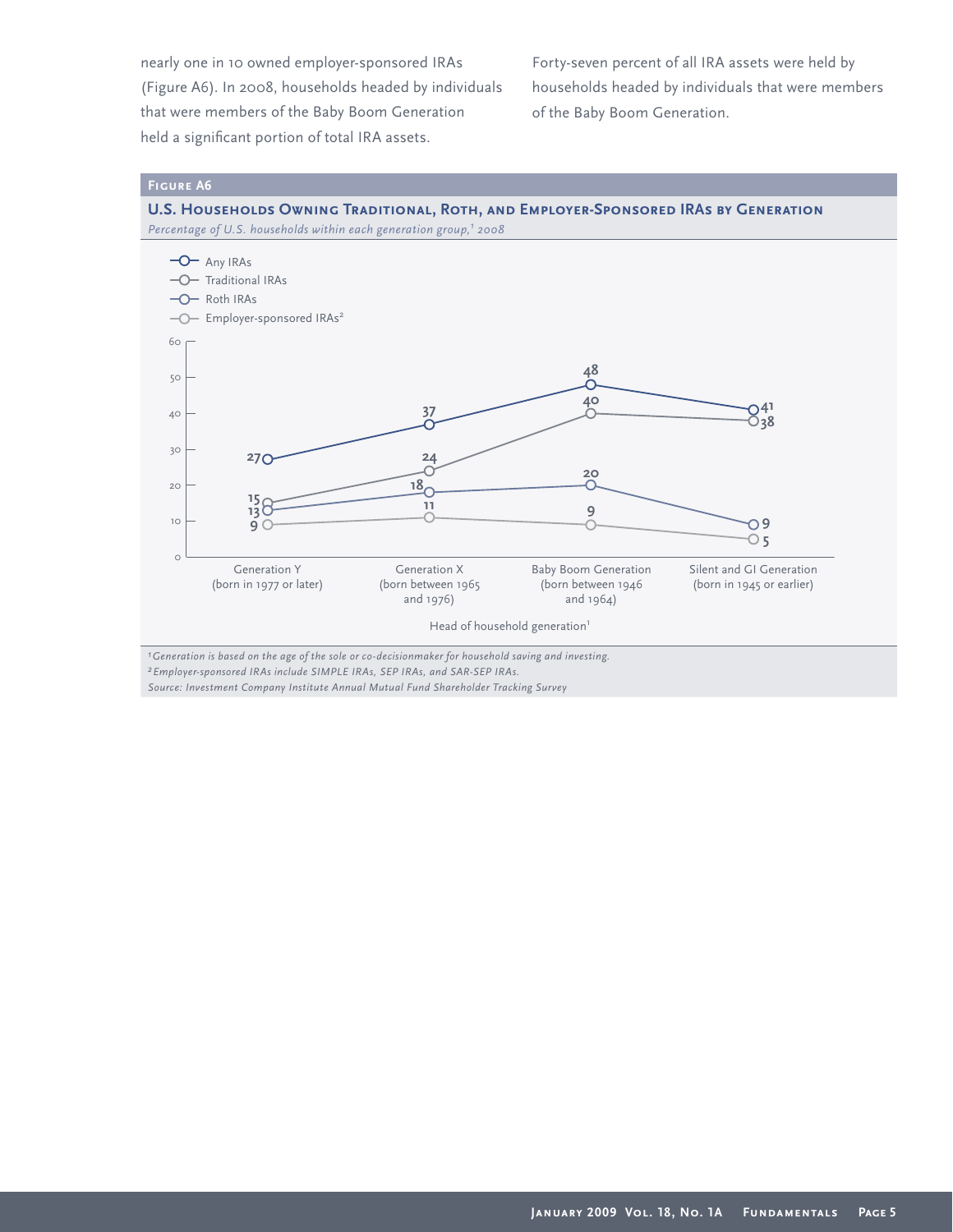nearly one in 10 owned employer-sponsored IRAs (Figure A6). In 2008, households headed by individuals that were members of the Baby Boom Generation held a significant portion of total IRA assets. Forty-seven percent of all IRA assets were held by households headed by individuals that were members of the Baby Boom Generation.

**Figure A6**

**U.S. Households Owning Traditional, Roth, and Employer-Sponsored IRAs by Generation**

*Percentage of U.S. households within each generation group,[1] 2008*

| Head of household generation[1] | Any IRAs | Traditional IRAs | Roth IRAs | Employer-sponsored IRAs[2] |
|---|---|---|---|---|
| Generation Y (born in 1977 or later) | 27 | 15 | 13 | 9 |
| Generation X (born between 1965 and 1976) | 37 | 24 | 18 | 11 |
| Baby Boom Generation (born between 1946 and 1964) | 48 | 40 | 20 | 9 |
| Silent and GI Generation (born in 1945 or earlier) | 41 | 38 | 9 | 5 |

*[1] Generation is based on the age of the sole or co-decisionmaker for household saving and investing.*
*[2] Employer-sponsored IRAs include SIMPLE IRAs, SEP IRAs, and SAR-SEP IRAs.*
*Source: Investment Company Institute Annual Mutual Fund Shareholder Tracking Survey*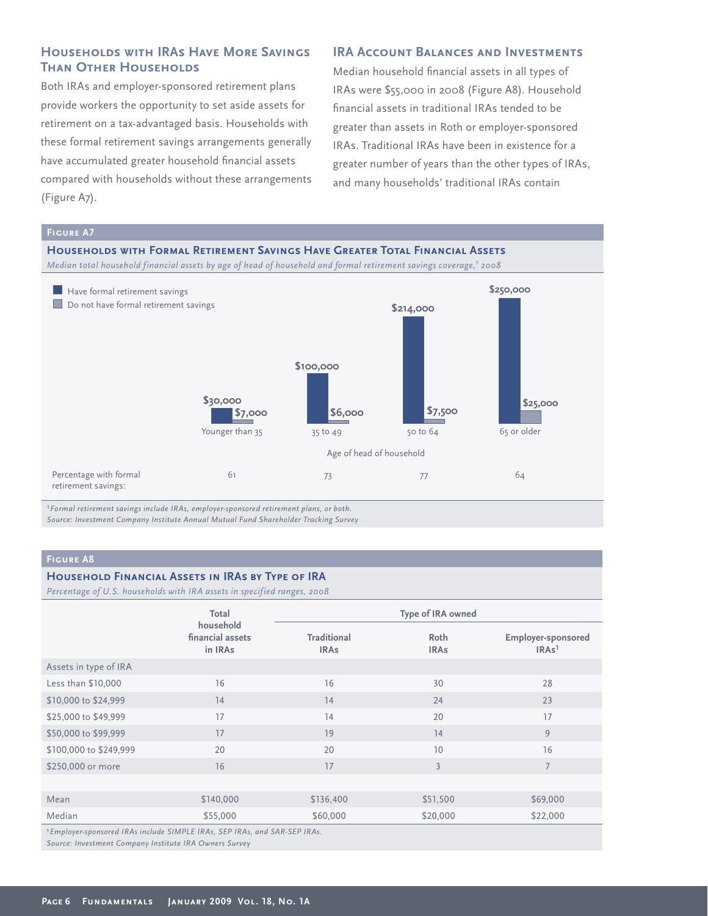## Households with IRAs Have More Savings Than Other Households

Both IRAs and employer-sponsored retirement plans provide workers the opportunity to set aside assets for retirement on a tax-advantaged basis. Households with these formal retirement savings arrangements generally have accumulated greater household financial assets compared with households without these arrangements (Figure A7).

## IRA Account Balances and Investments

Median household financial assets in all types of IRAs were $55,000 in 2008 (Figure A8). Household financial assets in traditional IRAs tended to be greater than assets in Roth or employer-sponsored IRAs. Traditional IRAs have been in existence for a greater number of years than the other types of IRAs, and many households' traditional IRAs contain

### Figure A7

**Households with Formal Retirement Savings Have Greater Total Financial Assets**

*Median total household financial assets by age of head of household and formal retirement savings coverage,[1] 2008*

| Age of head of household | Have formal retirement savings | Do not have formal retirement savings | Percentage with formal retirement savings |
|---|---|---|---|
| Younger than 35 | $30,000 | $7,000 | 61 |
| 35 to 49 | $100,000 | $6,000 | 73 |
| 50 to 64 | $214,000 | $7,500 | 77 |
| 65 or older | $250,000 | $25,000 | 64 |

[1] *Formal retirement savings include IRAs, employer-sponsored retirement plans, or both.*

*Source: Investment Company Institute Annual Mutual Fund Shareholder Tracking Survey*

### Figure A8

**Household Financial Assets in IRAs by Type of IRA**

*Percentage of U.S. households with IRA assets in specified ranges, 2008*

| | Total household financial assets in IRAs | Type of IRA owned: Traditional IRAs | Roth IRAs | Employer-sponsored IRAs[1] |
|---|---|---|---|---|
| Assets in type of IRA | | | | |
| Less than $10,000 | 16 | 16 | 30 | 28 |
| $10,000 to $24,999 | 14 | 14 | 24 | 23 |
| $25,000 to $49,999 | 17 | 14 | 20 | 17 |
| $50,000 to $99,999 | 17 | 19 | 14 | 9 |
| $100,000 to $249,999 | 20 | 20 | 10 | 16 |
| $250,000 or more | 16 | 17 | 3 | 7 |
| Mean | $140,000 | $136,400 | $51,500 | $69,000 |
| Median | $55,000 | $60,000 | $20,000 | $22,000 |

[1] *Employer-sponsored IRAs include SIMPLE IRAs, SEP IRAs, and SAR-SEP IRAs.*

*Source: Investment Company Institute IRA Owners Survey*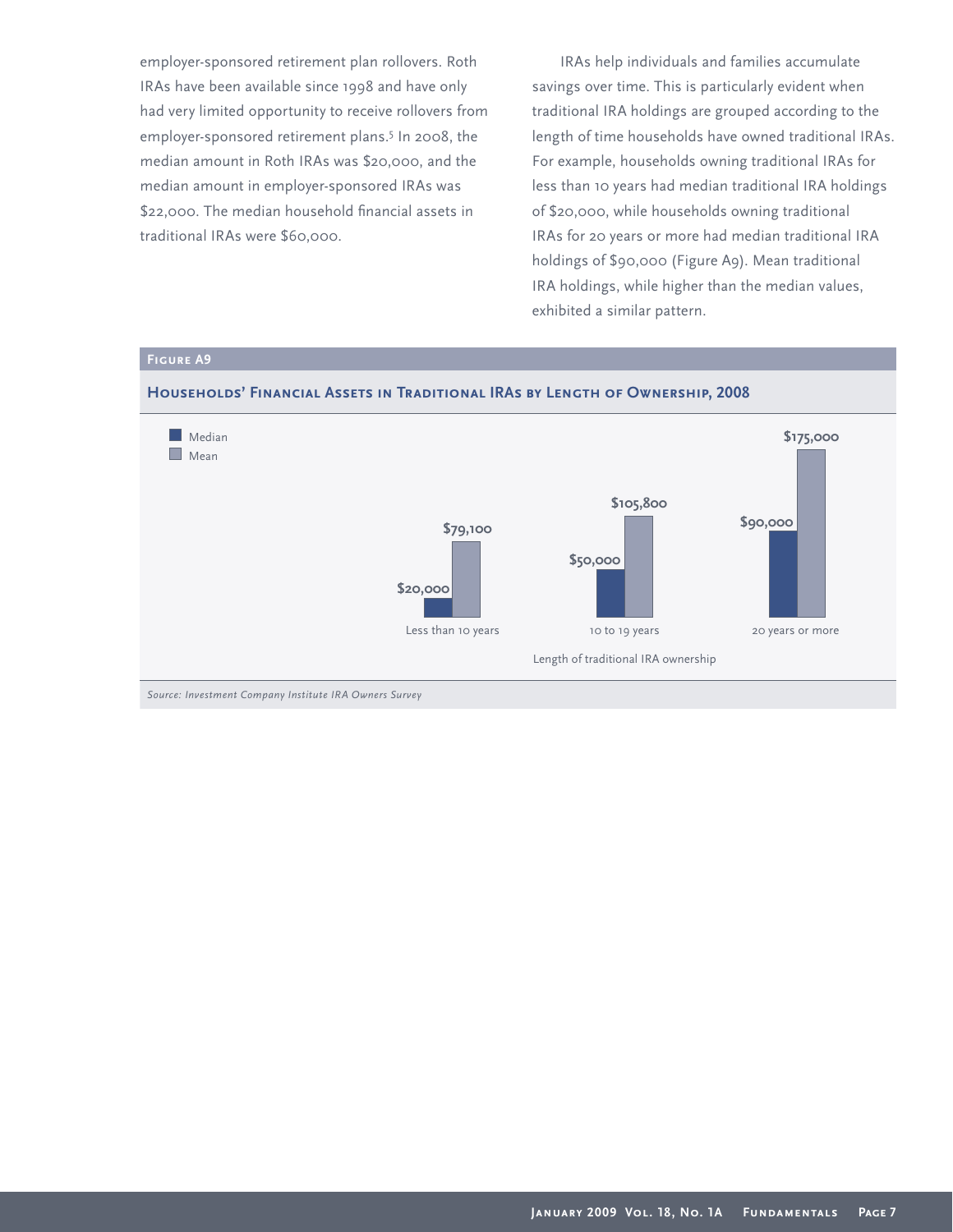employer-sponsored retirement plan rollovers. Roth IRAs have been available since 1998 and have only had very limited opportunity to receive rollovers from employer-sponsored retirement plans.[5] In 2008, the median amount in Roth IRAs was $20,000, and the median amount in employer-sponsored IRAs was $22,000. The median household financial assets in traditional IRAs were $60,000.

IRAs help individuals and families accumulate savings over time. This is particularly evident when traditional IRA holdings are grouped according to the length of time households have owned traditional IRAs. For example, households owning traditional IRAs for less than 10 years had median traditional IRA holdings of $20,000, while households owning traditional IRAs for 20 years or more had median traditional IRA holdings of $90,000 (Figure A9). Mean traditional IRA holdings, while higher than the median values, exhibited a similar pattern.

**Figure A9**

**Households' Financial Assets in Traditional IRAs by Length of Ownership, 2008**

| Length of traditional IRA ownership | Median | Mean |
|---|---|---|
| Less than 10 years | $20,000 | $79,100 |
| 10 to 19 years | $50,000 | $105,800 |
| 20 years or more | $90,000 | $175,000 |

*Source: Investment Company Institute IRA Owners Survey*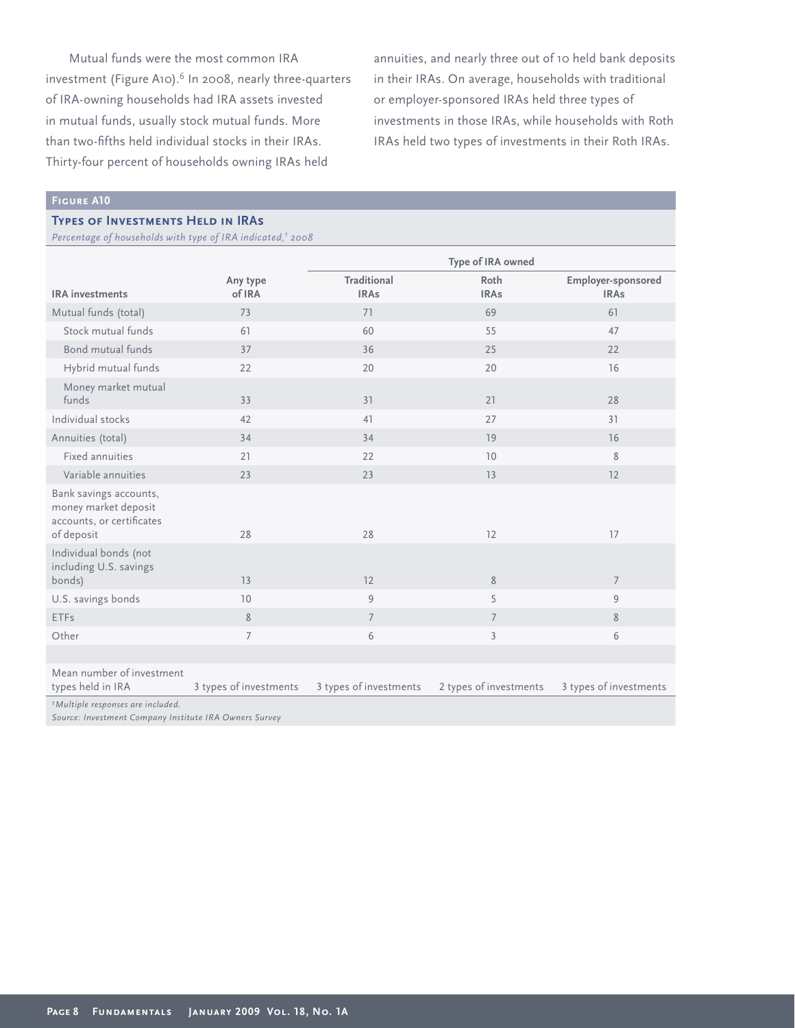Mutual funds were the most common IRA investment (Figure A10).[6] In 2008, nearly three-quarters of IRA-owning households had IRA assets invested in mutual funds, usually stock mutual funds. More than two-fifths held individual stocks in their IRAs. Thirty-four percent of households owning IRAs held annuities, and nearly three out of 10 held bank deposits in their IRAs. On average, households with traditional or employer-sponsored IRAs held three types of investments in those IRAs, while households with Roth IRAs held two types of investments in their Roth IRAs.

**Figure A10**

### Types of Investments Held in IRAs

*Percentage of households with type of IRA indicated,[†] 2008*

| | | Type of IRA owned | | |
|---|---|---|---|---|
| IRA investments | Any type of IRA | Traditional IRAs | Roth IRAs | Employer-sponsored IRAs |
| Mutual funds (total) | 73 | 71 | 69 | 61 |
| Stock mutual funds | 61 | 60 | 55 | 47 |
| Bond mutual funds | 37 | 36 | 25 | 22 |
| Hybrid mutual funds | 22 | 20 | 20 | 16 |
| Money market mutual funds | 33 | 31 | 21 | 28 |
| Individual stocks | 42 | 41 | 27 | 31 |
| Annuities (total) | 34 | 34 | 19 | 16 |
| Fixed annuities | 21 | 22 | 10 | 8 |
| Variable annuities | 23 | 23 | 13 | 12 |
| Bank savings accounts, money market deposit accounts, or certificates of deposit | 28 | 28 | 12 | 17 |
| Individual bonds (not including U.S. savings bonds) | 13 | 12 | 8 | 7 |
| U.S. savings bonds | 10 | 9 | 5 | 9 |
| ETFs | 8 | 7 | 7 | 8 |
| Other | 7 | 6 | 3 | 6 |
| Mean number of investment types held in IRA | 3 types of investments | 3 types of investments | 2 types of investments | 3 types of investments |

*[†]Multiple responses are included.*

*Source: Investment Company Institute IRA Owners Survey*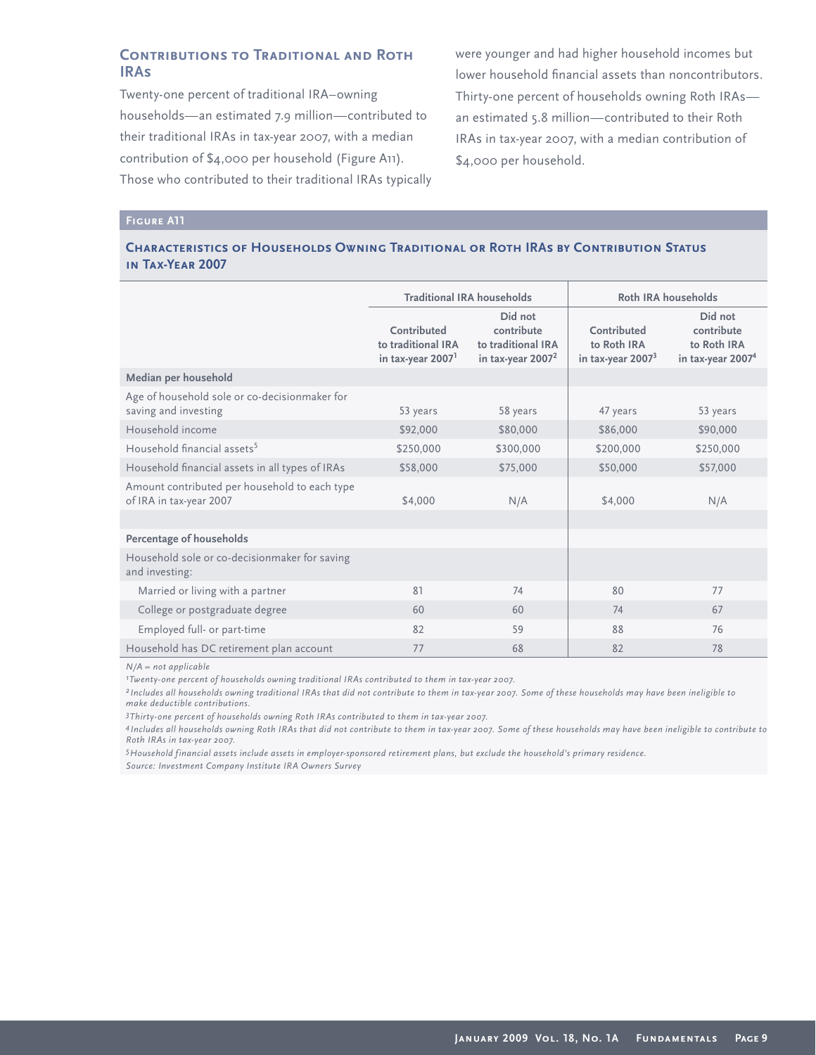## Contributions to Traditional and Roth IRAs

Twenty-one percent of traditional IRA–owning households—an estimated 7.9 million—contributed to their traditional IRAs in tax-year 2007, with a median contribution of $4,000 per household (Figure A11). Those who contributed to their traditional IRAs typically were younger and had higher household incomes but lower household financial assets than noncontributors. Thirty-one percent of households owning Roth IRAs—an estimated 5.8 million—contributed to their Roth IRAs in tax-year 2007, with a median contribution of $4,000 per household.

**Figure A11**

### Characteristics of Households Owning Traditional or Roth IRAs by Contribution Status in Tax-Year 2007

| | Traditional IRA households | | Roth IRA households | |
|---|---|---|---|---|
| | Contributed to traditional IRA in tax-year 2007[1] | Did not contribute to traditional IRA in tax-year 2007[2] | Contributed to Roth IRA in tax-year 2007[3] | Did not contribute to Roth IRA in tax-year 2007[4] |
| **Median per household** | | | | |
| Age of household sole or co-decisionmaker for saving and investing | 53 years | 58 years | 47 years | 53 years |
| Household income | $92,000 | $80,000 | $86,000 | $90,000 |
| Household financial assets[5] | $250,000 | $300,000 | $200,000 | $250,000 |
| Household financial assets in all types of IRAs | $58,000 | $75,000 | $50,000 | $57,000 |
| Amount contributed per household to each type of IRA in tax-year 2007 | $4,000 | N/A | $4,000 | N/A |
| **Percentage of households** | | | | |
| Household sole or co-decisionmaker for saving and investing: | | | | |
| Married or living with a partner | 81 | 74 | 80 | 77 |
| College or postgraduate degree | 60 | 60 | 74 | 67 |
| Employed full- or part-time | 82 | 59 | 88 | 76 |
| Household has DC retirement plan account | 77 | 68 | 82 | 78 |

*N/A = not applicable*

*[1] Twenty-one percent of households owning traditional IRAs contributed to them in tax-year 2007.*

*[2] Includes all households owning traditional IRAs that did not contribute to them in tax-year 2007. Some of these households may have been ineligible to make deductible contributions.*

*[3] Thirty-one percent of households owning Roth IRAs contributed to them in tax-year 2007.*

*[4] Includes all households owning Roth IRAs that did not contribute to them in tax-year 2007. Some of these households may have been ineligible to contribute to Roth IRAs in tax-year 2007.*

*[5] Household financial assets include assets in employer-sponsored retirement plans, but exclude the household's primary residence.*

*Source: Investment Company Institute IRA Owners Survey*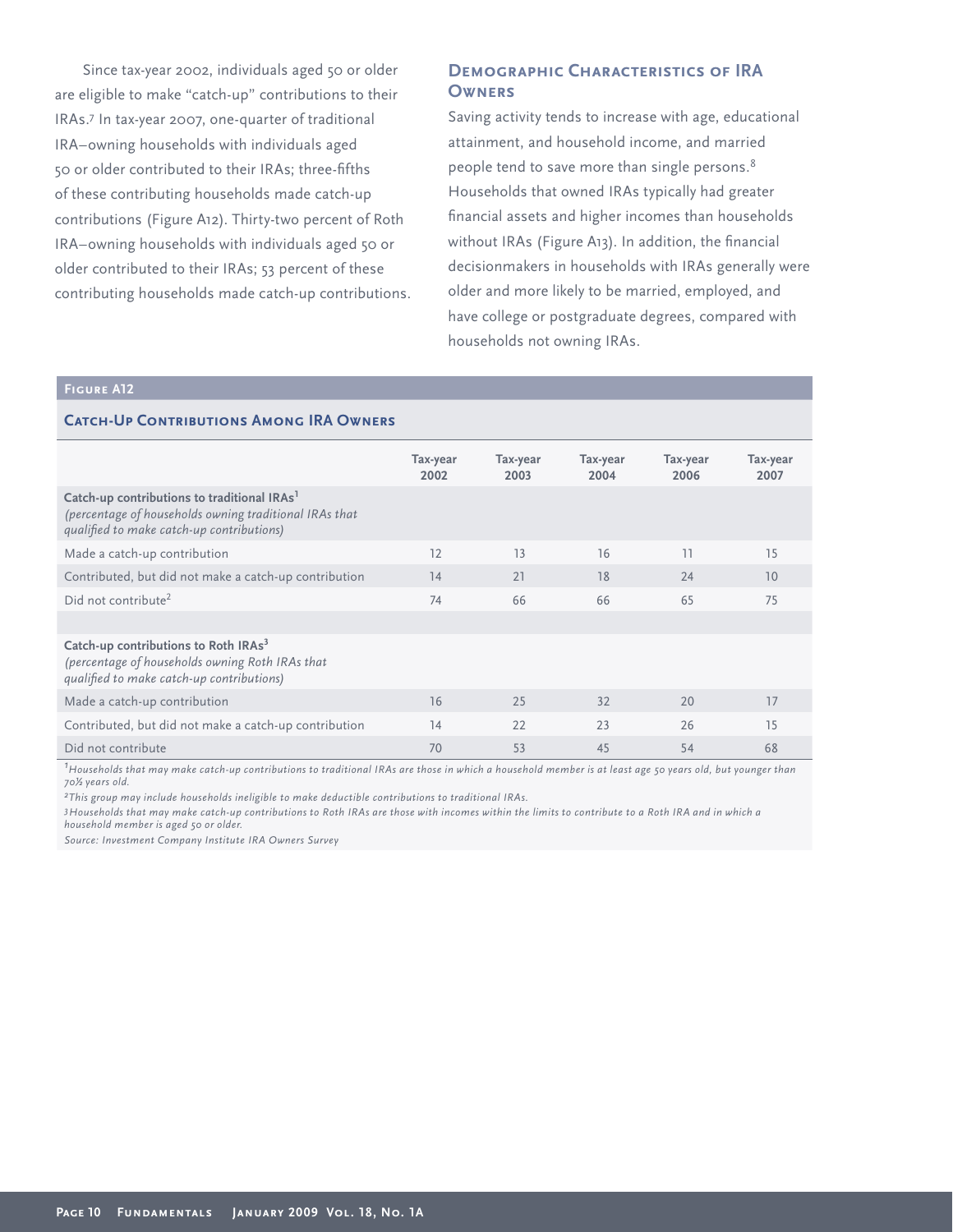Since tax-year 2002, individuals aged 50 or older are eligible to make "catch-up" contributions to their IRAs.[7] In tax-year 2007, one-quarter of traditional IRA–owning households with individuals aged 50 or older contributed to their IRAs; three-fifths of these contributing households made catch-up contributions (Figure A12). Thirty-two percent of Roth IRA–owning households with individuals aged 50 or older contributed to their IRAs; 53 percent of these contributing households made catch-up contributions.

## Demographic Characteristics of IRA Owners

Saving activity tends to increase with age, educational attainment, and household income, and married people tend to save more than single persons.[8] Households that owned IRAs typically had greater financial assets and higher incomes than households without IRAs (Figure A13). In addition, the financial decisionmakers in households with IRAs generally were older and more likely to be married, employed, and have college or postgraduate degrees, compared with households not owning IRAs.

### Figure A12

**Catch-Up Contributions Among IRA Owners**

| | Tax-year 2002 | Tax-year 2003 | Tax-year 2004 | Tax-year 2006 | Tax-year 2007 |
|---|---|---|---|---|---|
| **Catch-up contributions to traditional IRAs**[1] *(percentage of households owning traditional IRAs that qualified to make catch-up contributions)* | | | | | |
| Made a catch-up contribution | 12 | 13 | 16 | 11 | 15 |
| Contributed, but did not make a catch-up contribution | 14 | 21 | 18 | 24 | 10 |
| Did not contribute[2] | 74 | 66 | 66 | 65 | 75 |
| | | | | | |
| **Catch-up contributions to Roth IRAs**[3] *(percentage of households owning Roth IRAs that qualified to make catch-up contributions)* | | | | | |
| Made a catch-up contribution | 16 | 25 | 32 | 20 | 17 |
| Contributed, but did not make a catch-up contribution | 14 | 22 | 23 | 26 | 15 |
| Did not contribute | 70 | 53 | 45 | 54 | 68 |

[1] *Households that may make catch-up contributions to traditional IRAs are those in which a household member is at least age 50 years old, but younger than 70½ years old.*

[2] *This group may include households ineligible to make deductible contributions to traditional IRAs.*

[3] *Households that may make catch-up contributions to Roth IRAs are those with incomes within the limits to contribute to a Roth IRA and in which a household member is aged 50 or older.*

*Source: Investment Company Institute IRA Owners Survey*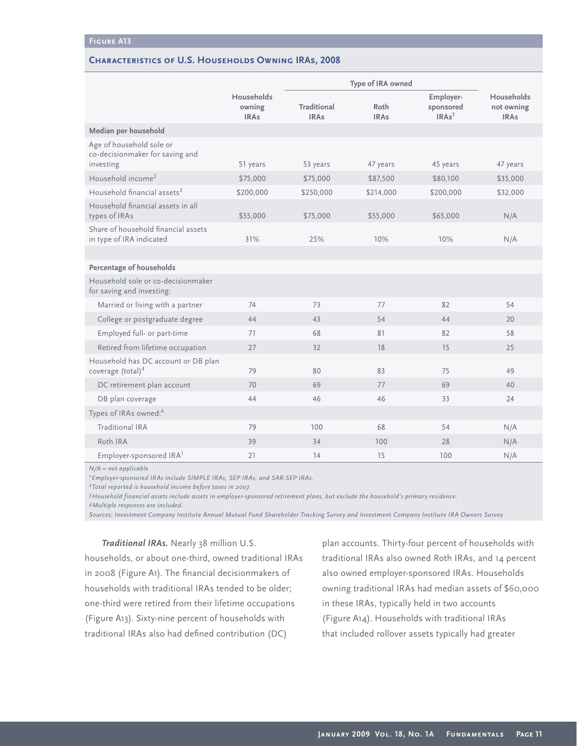**Figure A13**

## Characteristics of U.S. Households Owning IRAs, 2008

| | Households owning IRAs | Type of IRA owned | | | Households not owning IRAs |
|---|---|---|---|---|---|
| | | Traditional IRAs | Roth IRAs | Employer-sponsored IRAs[1] | |
| **Median per household** | | | | | |
| Age of household sole or co-decisionmaker for saving and investing | 51 years | 53 years | 47 years | 45 years | 47 years |
| Household income[2] | $75,000 | $75,000 | $87,500 | $80,100 | $35,000 |
| Household financial assets[3] | $200,000 | $250,000 | $214,000 | $200,000 | $32,000 |
| Household financial assets in all types of IRAs | $55,000 | $75,000 | $55,000 | $65,000 | N/A |
| Share of household financial assets in type of IRA indicated | 31% | 25% | 10% | 10% | N/A |
| **Percentage of households** | | | | | |
| Household sole or co-decisionmaker for saving and investing: | | | | | |
| Married or living with a partner | 74 | 73 | 77 | 82 | 54 |
| College or postgraduate degree | 44 | 43 | 54 | 44 | 20 |
| Employed full- or part-time | 71 | 68 | 81 | 82 | 58 |
| Retired from lifetime occupation | 27 | 32 | 18 | 15 | 25 |
| Household has DC account or DB plan coverage (total)[4] | 79 | 80 | 83 | 75 | 49 |
| DC retirement plan account | 70 | 69 | 77 | 69 | 40 |
| DB plan coverage | 44 | 46 | 46 | 33 | 24 |
| Types of IRAs owned:[4] | | | | | |
| Traditional IRA | 79 | 100 | 68 | 54 | N/A |
| Roth IRA | 39 | 34 | 100 | 28 | N/A |
| Employer-sponsored IRA[1] | 21 | 14 | 15 | 100 | N/A |

*N/A = not applicable*

*[1] Employer-sponsored IRAs include SIMPLE IRAs, SEP IRAs, and SAR-SEP IRAs.*

*[2] Total reported is household income before taxes in 2007.*

*[3] Household financial assets include assets in employer-sponsored retirement plans, but exclude the household's primary residence.*

*[4] Multiple responses are included.*

*Sources: Investment Company Institute Annual Mutual Fund Shareholder Tracking Survey and Investment Company Institute IRA Owners Survey*

***Traditional IRAs.*** Nearly 38 million U.S. households, or about one-third, owned traditional IRAs in 2008 (Figure A1). The financial decisionmakers of households with traditional IRAs tended to be older; one-third were retired from their lifetime occupations (Figure A13). Sixty-nine percent of households with traditional IRAs also had defined contribution (DC) plan accounts. Thirty-four percent of households with traditional IRAs also owned Roth IRAs, and 14 percent also owned employer-sponsored IRAs. Households owning traditional IRAs had median assets of $60,000 in these IRAs, typically held in two accounts (Figure A14). Households with traditional IRAs that included rollover assets typically had greater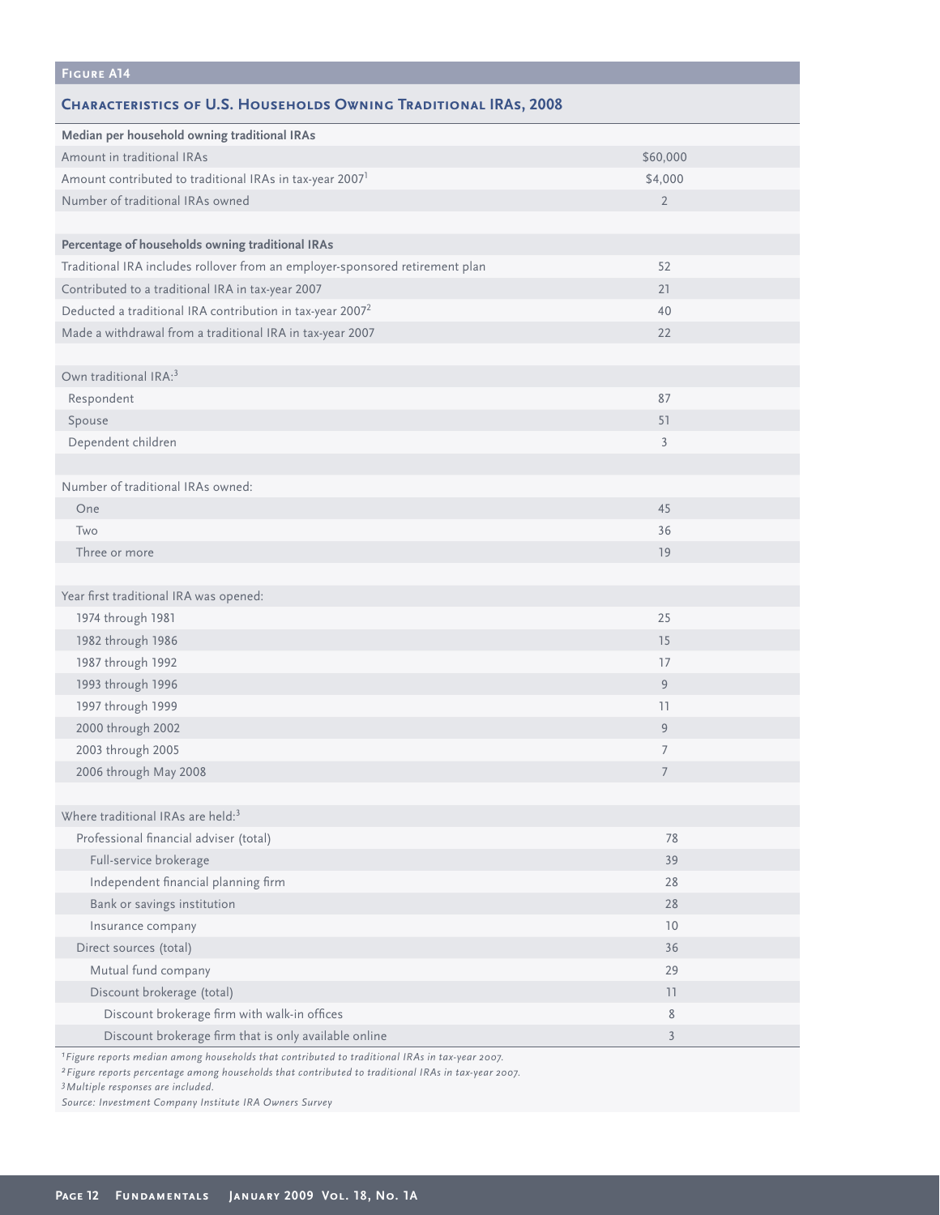**Figure A14**

## Characteristics of U.S. Households Owning Traditional IRAs, 2008

| | |
|---|---|
| **Median per household owning traditional IRAs** | |
| Amount in traditional IRAs | $60,000 |
| Amount contributed to traditional IRAs in tax-year 2007[1] | $4,000 |
| Number of traditional IRAs owned | 2 |
| | |
| **Percentage of households owning traditional IRAs** | |
| Traditional IRA includes rollover from an employer-sponsored retirement plan | 52 |
| Contributed to a traditional IRA in tax-year 2007 | 21 |
| Deducted a traditional IRA contribution in tax-year 2007[2] | 40 |
| Made a withdrawal from a traditional IRA in tax-year 2007 | 22 |
| | |
| Own traditional IRA:[3] | |
| Respondent | 87 |
| Spouse | 51 |
| Dependent children | 3 |
| | |
| Number of traditional IRAs owned: | |
| One | 45 |
| Two | 36 |
| Three or more | 19 |
| | |
| Year first traditional IRA was opened: | |
| 1974 through 1981 | 25 |
| 1982 through 1986 | 15 |
| 1987 through 1992 | 17 |
| 1993 through 1996 | 9 |
| 1997 through 1999 | 11 |
| 2000 through 2002 | 9 |
| 2003 through 2005 | 7 |
| 2006 through May 2008 | 7 |
| | |
| Where traditional IRAs are held:[3] | |
| Professional financial adviser (total) | 78 |
| Full-service brokerage | 39 |
| Independent financial planning firm | 28 |
| Bank or savings institution | 28 |
| Insurance company | 10 |
| Direct sources (total) | 36 |
| Mutual fund company | 29 |
| Discount brokerage (total) | 11 |
| Discount brokerage firm with walk-in offices | 8 |
| Discount brokerage firm that is only available online | 3 |

*[1] Figure reports median among households that contributed to traditional IRAs in tax-year 2007.*
*[2] Figure reports percentage among households that contributed to traditional IRAs in tax-year 2007.*
*[3] Multiple responses are included.*
*Source: Investment Company Institute IRA Owners Survey*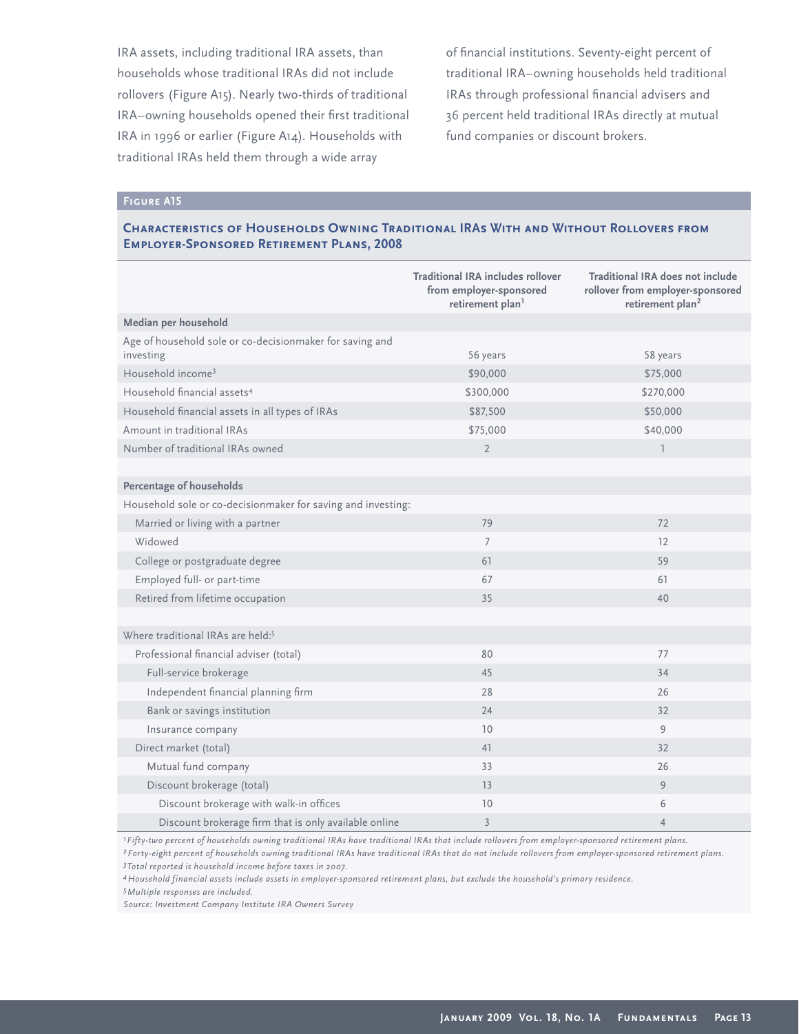IRA assets, including traditional IRA assets, than households whose traditional IRAs did not include rollovers (Figure A15). Nearly two-thirds of traditional IRA–owning households opened their first traditional IRA in 1996 or earlier (Figure A14). Households with traditional IRAs held them through a wide array of financial institutions. Seventy-eight percent of traditional IRA–owning households held traditional IRAs through professional financial advisers and 36 percent held traditional IRAs directly at mutual fund companies or discount brokers.

**Figure A15**

### Characteristics of Households Owning Traditional IRAs With and Without Rollovers from Employer-Sponsored Retirement Plans, 2008

| | Traditional IRA includes rollover from employer-sponsored retirement plan[1] | Traditional IRA does not include rollover from employer-sponsored retirement plan[2] |
|---|---|---|
| **Median per household** | | |
| Age of household sole or co-decisionmaker for saving and investing | 56 years | 58 years |
| Household income[3] | $90,000 | $75,000 |
| Household financial assets[4] | $300,000 | $270,000 |
| Household financial assets in all types of IRAs | $87,500 | $50,000 |
| Amount in traditional IRAs | $75,000 | $40,000 |
| Number of traditional IRAs owned | 2 | 1 |
| **Percentage of households** | | |
| Household sole or co-decisionmaker for saving and investing: | | |
| Married or living with a partner | 79 | 72 |
| Widowed | 7 | 12 |
| College or postgraduate degree | 61 | 59 |
| Employed full- or part-time | 67 | 61 |
| Retired from lifetime occupation | 35 | 40 |
| Where traditional IRAs are held:[5] | | |
| Professional financial adviser (total) | 80 | 77 |
| Full-service brokerage | 45 | 34 |
| Independent financial planning firm | 28 | 26 |
| Bank or savings institution | 24 | 32 |
| Insurance company | 10 | 9 |
| Direct market (total) | 41 | 32 |
| Mutual fund company | 33 | 26 |
| Discount brokerage (total) | 13 | 9 |
| Discount brokerage with walk-in offices | 10 | 6 |
| Discount brokerage firm that is only available online | 3 | 4 |

*[1] Fifty-two percent of households owning traditional IRAs have traditional IRAs that include rollovers from employer-sponsored retirement plans.*

*[2] Forty-eight percent of households owning traditional IRAs have traditional IRAs that do not include rollovers from employer-sponsored retirement plans.*

*[3] Total reported is household income before taxes in 2007.*

*[4] Household financial assets include assets in employer-sponsored retirement plans, but exclude the household's primary residence.*

*[5] Multiple responses are included.*

*Source: Investment Company Institute IRA Owners Survey*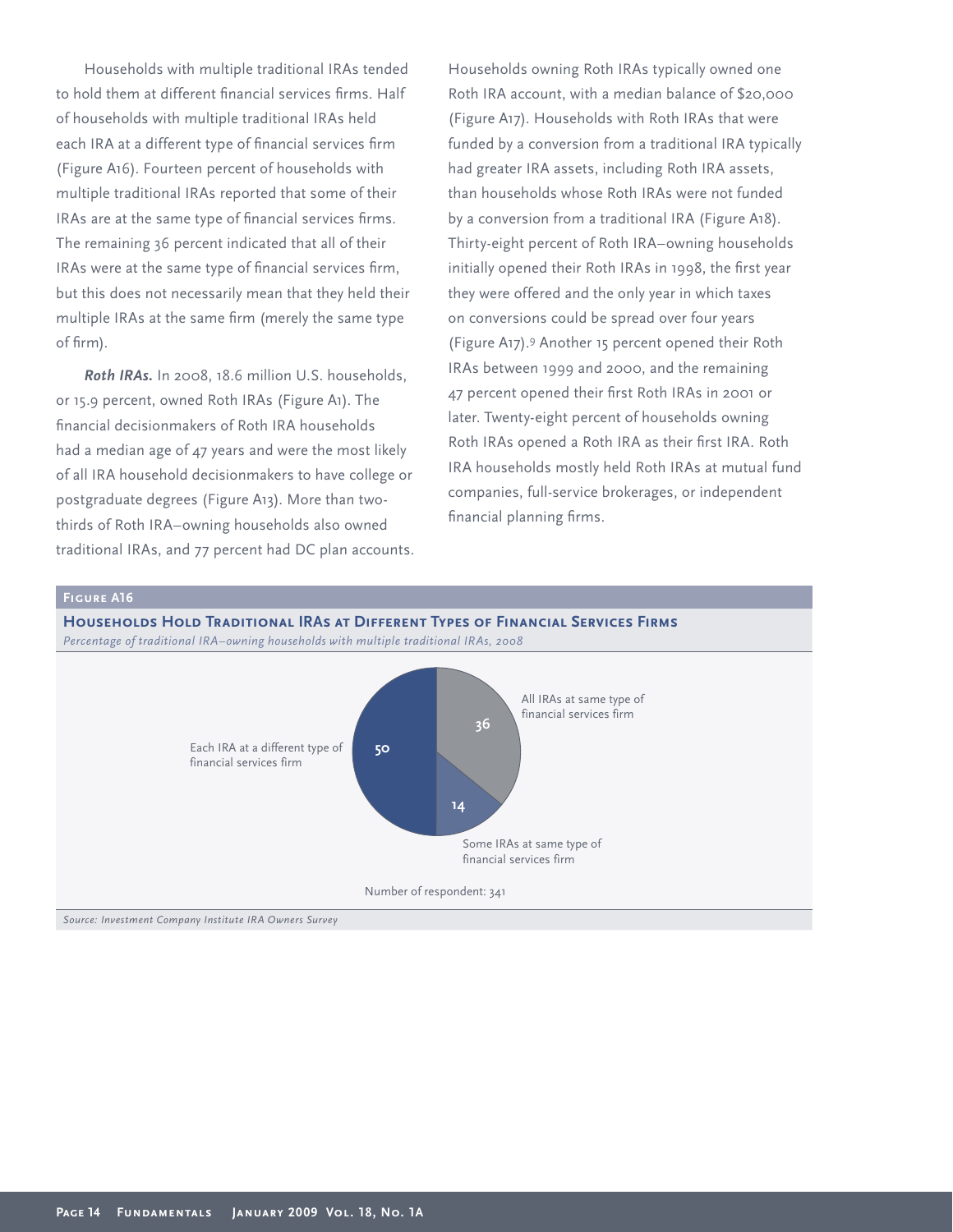Households with multiple traditional IRAs tended to hold them at different financial services firms. Half of households with multiple traditional IRAs held each IRA at a different type of financial services firm (Figure A16). Fourteen percent of households with multiple traditional IRAs reported that some of their IRAs are at the same type of financial services firms. The remaining 36 percent indicated that all of their IRAs were at the same type of financial services firm, but this does not necessarily mean that they held their multiple IRAs at the same firm (merely the same type of firm).

***Roth IRAs.*** In 2008, 18.6 million U.S. households, or 15.9 percent, owned Roth IRAs (Figure A1). The financial decisionmakers of Roth IRA households had a median age of 47 years and were the most likely of all IRA household decisionmakers to have college or postgraduate degrees (Figure A13). More than two-thirds of Roth IRA–owning households also owned traditional IRAs, and 77 percent had DC plan accounts. Households owning Roth IRAs typically owned one Roth IRA account, with a median balance of $20,000 (Figure A17). Households with Roth IRAs that were funded by a conversion from a traditional IRA typically had greater IRA assets, including Roth IRA assets, than households whose Roth IRAs were not funded by a conversion from a traditional IRA (Figure A18). Thirty-eight percent of Roth IRA–owning households initially opened their Roth IRAs in 1998, the first year they were offered and the only year in which taxes on conversions could be spread over four years (Figure A17).[9] Another 15 percent opened their Roth IRAs between 1999 and 2000, and the remaining 47 percent opened their first Roth IRAs in 2001 or later. Twenty-eight percent of households owning Roth IRAs opened a Roth IRA as their first IRA. Roth IRA households mostly held Roth IRAs at mutual fund companies, full-service brokerages, or independent financial planning firms.

**Figure A16**

**Households Hold Traditional IRAs at Different Types of Financial Services Firms**

*Percentage of traditional IRA–owning households with multiple traditional IRAs, 2008*

| Category | Percent |
|---|---|
| Each IRA at a different type of financial services firm | 50 |
| All IRAs at same type of financial services firm | 36 |
| Some IRAs at same type of financial services firm | 14 |

Number of respondent: 341

*Source: Investment Company Institute IRA Owners Survey*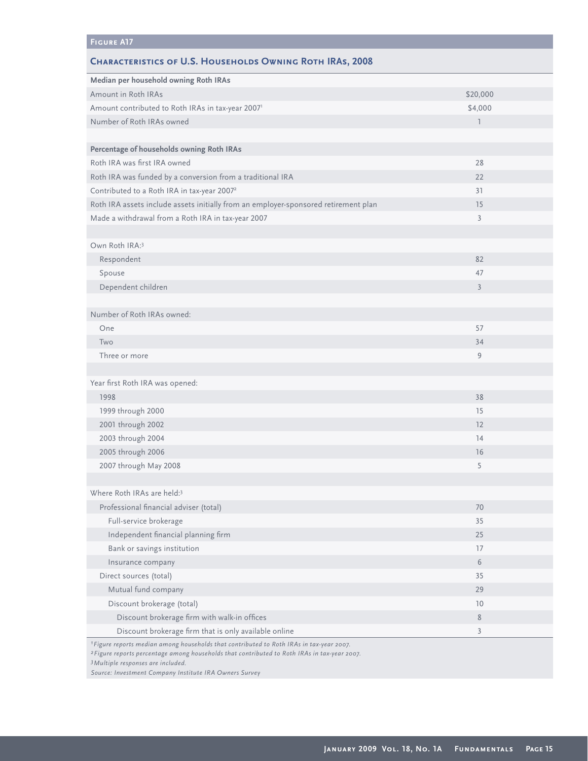**Figure A17**

## Characteristics of U.S. Households Owning Roth IRAs, 2008

| | |
|---|---|
| **Median per household owning Roth IRAs** | |
| Amount in Roth IRAs | $20,000 |
| Amount contributed to Roth IRAs in tax-year 2007[1] | $4,000 |
| Number of Roth IRAs owned | 1 |
| | |
| **Percentage of households owning Roth IRAs** | |
| Roth IRA was first IRA owned | 28 |
| Roth IRA was funded by a conversion from a traditional IRA | 22 |
| Contributed to a Roth IRA in tax-year 2007[2] | 31 |
| Roth IRA assets include assets initially from an employer-sponsored retirement plan | 15 |
| Made a withdrawal from a Roth IRA in tax-year 2007 | 3 |
| | |
| Own Roth IRA:[3] | |
| Respondent | 82 |
| Spouse | 47 |
| Dependent children | 3 |
| | |
| Number of Roth IRAs owned: | |
| One | 57 |
| Two | 34 |
| Three or more | 9 |
| | |
| Year first Roth IRA was opened: | |
| 1998 | 38 |
| 1999 through 2000 | 15 |
| 2001 through 2002 | 12 |
| 2003 through 2004 | 14 |
| 2005 through 2006 | 16 |
| 2007 through May 2008 | 5 |
| | |
| Where Roth IRAs are held:[3] | |
| Professional financial adviser (total) | 70 |
| Full-service brokerage | 35 |
| Independent financial planning firm | 25 |
| Bank or savings institution | 17 |
| Insurance company | 6 |
| Direct sources (total) | 35 |
| Mutual fund company | 29 |
| Discount brokerage (total) | 10 |
| Discount brokerage firm with walk-in offices | 8 |
| Discount brokerage firm that is only available online | 3 |

[1] *Figure reports median among households that contributed to Roth IRAs in tax-year 2007.*
[2] *Figure reports percentage among households that contributed to Roth IRAs in tax-year 2007.*
[3] *Multiple responses are included.*
*Source: Investment Company Institute IRA Owners Survey*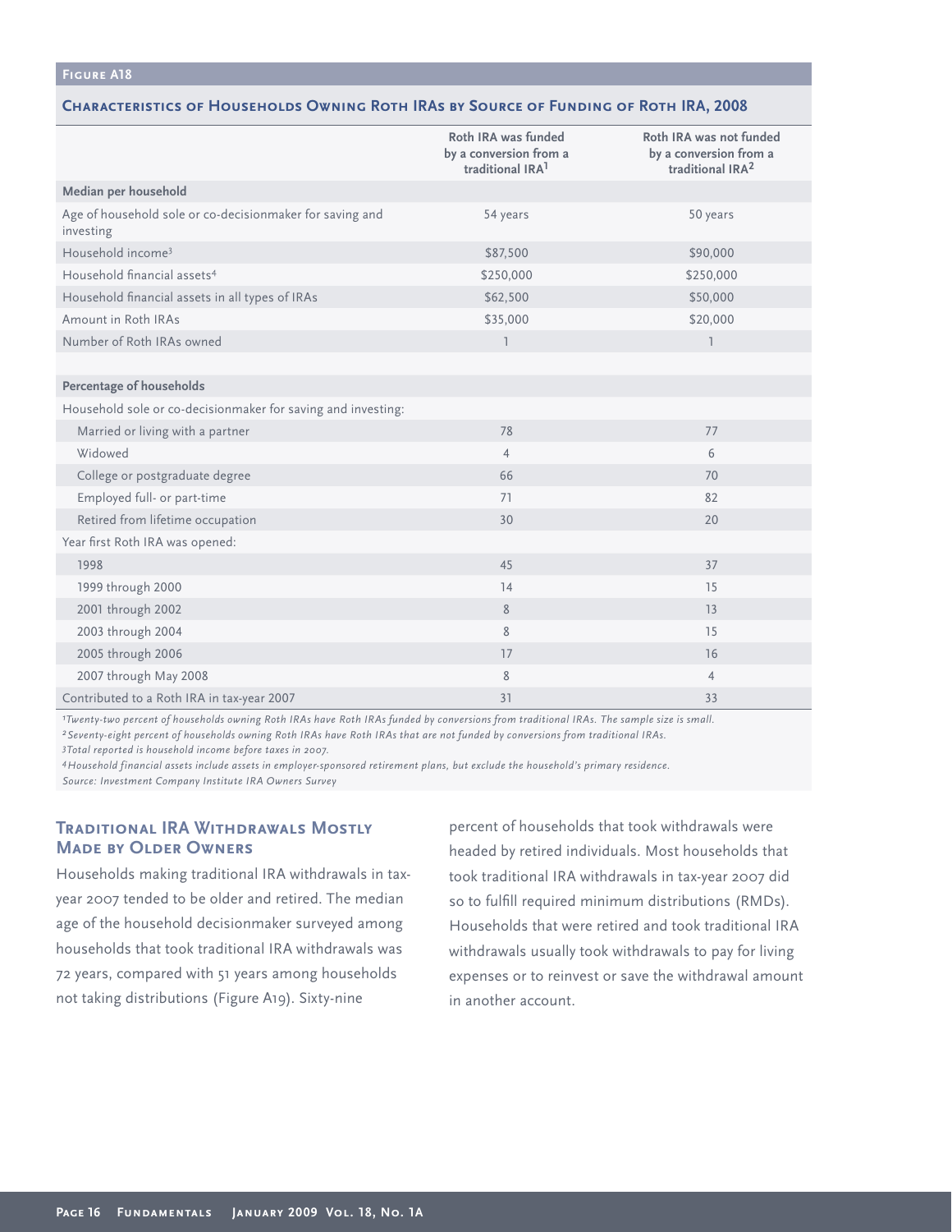**Figure A18**

### Characteristics of Households Owning Roth IRAs by Source of Funding of Roth IRA, 2008

| | Roth IRA was funded by a conversion from a traditional IRA[1] | Roth IRA was not funded by a conversion from a traditional IRA[2] |
|---|---|---|
| **Median per household** | | |
| Age of household sole or co-decisionmaker for saving and investing | 54 years | 50 years |
| Household income[3] | $87,500 | $90,000 |
| Household financial assets[4] | $250,000 | $250,000 |
| Household financial assets in all types of IRAs | $62,500 | $50,000 |
| Amount in Roth IRAs | $35,000 | $20,000 |
| Number of Roth IRAs owned | 1 | 1 |
| | | |
| **Percentage of households** | | |
| Household sole or co-decisionmaker for saving and investing: | | |
| Married or living with a partner | 78 | 77 |
| Widowed | 4 | 6 |
| College or postgraduate degree | 66 | 70 |
| Employed full- or part-time | 71 | 82 |
| Retired from lifetime occupation | 30 | 20 |
| Year first Roth IRA was opened: | | |
| 1998 | 45 | 37 |
| 1999 through 2000 | 14 | 15 |
| 2001 through 2002 | 8 | 13 |
| 2003 through 2004 | 8 | 15 |
| 2005 through 2006 | 17 | 16 |
| 2007 through May 2008 | 8 | 4 |
| Contributed to a Roth IRA in tax-year 2007 | 31 | 33 |

*[1]Twenty-two percent of households owning Roth IRAs have Roth IRAs funded by conversions from traditional IRAs. The sample size is small.*
*[2]Seventy-eight percent of households owning Roth IRAs have Roth IRAs that are not funded by conversions from traditional IRAs.*
*[3]Total reported is household income before taxes in 2007.*
*[4]Household financial assets include assets in employer-sponsored retirement plans, but exclude the household's primary residence.*
*Source: Investment Company Institute IRA Owners Survey*

## Traditional IRA Withdrawals Mostly Made by Older Owners

Households making traditional IRA withdrawals in tax-year 2007 tended to be older and retired. The median age of the household decisionmaker surveyed among households that took traditional IRA withdrawals was 72 years, compared with 51 years among households not taking distributions (Figure A19). Sixty-nine percent of households that took withdrawals were headed by retired individuals. Most households that took traditional IRA withdrawals in tax-year 2007 did so to fulfill required minimum distributions (RMDs). Households that were retired and took traditional IRA withdrawals usually took withdrawals to pay for living expenses or to reinvest or save the withdrawal amount in another account.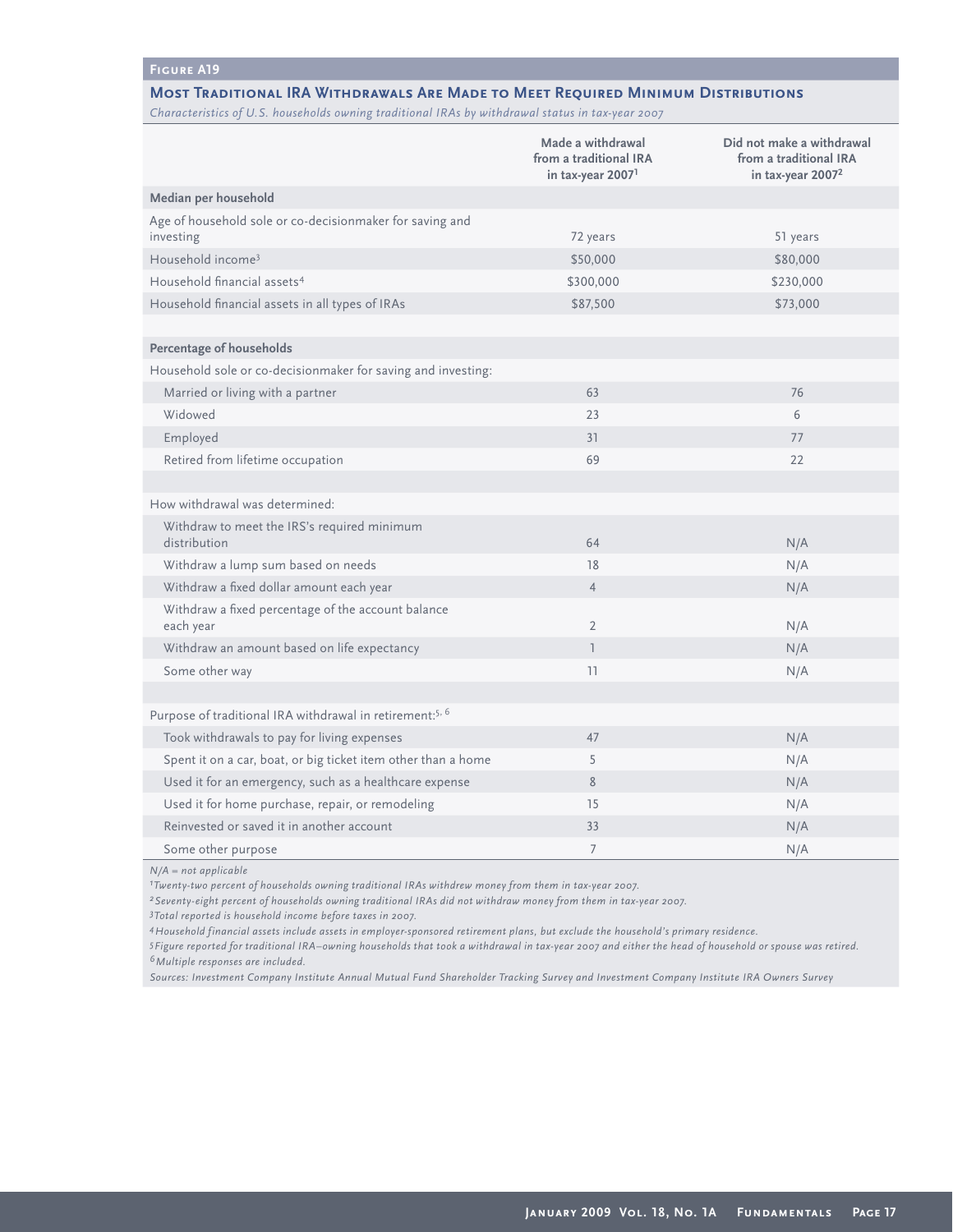**Figure A19**

### Most Traditional IRA Withdrawals Are Made to Meet Required Minimum Distributions

*Characteristics of U.S. households owning traditional IRAs by withdrawal status in tax-year 2007*

| | Made a withdrawal from a traditional IRA in tax-year 2007[1] | Did not make a withdrawal from a traditional IRA in tax-year 2007[2] |
|---|---|---|
| **Median per household** | | |
| Age of household sole or co-decisionmaker for saving and investing | 72 years | 51 years |
| Household income[3] | $50,000 | $80,000 |
| Household financial assets[4] | $300,000 | $230,000 |
| Household financial assets in all types of IRAs | $87,500 | $73,000 |
| **Percentage of households** | | |
| Household sole or co-decisionmaker for saving and investing: | | |
| Married or living with a partner | 63 | 76 |
| Widowed | 23 | 6 |
| Employed | 31 | 77 |
| Retired from lifetime occupation | 69 | 22 |
| How withdrawal was determined: | | |
| Withdraw to meet the IRS's required minimum distribution | 64 | N/A |
| Withdraw a lump sum based on needs | 18 | N/A |
| Withdraw a fixed dollar amount each year | 4 | N/A |
| Withdraw a fixed percentage of the account balance each year | 2 | N/A |
| Withdraw an amount based on life expectancy | 1 | N/A |
| Some other way | 11 | N/A |
| Purpose of traditional IRA withdrawal in retirement:[5, 6] | | |
| Took withdrawals to pay for living expenses | 47 | N/A |
| Spent it on a car, boat, or big ticket item other than a home | 5 | N/A |
| Used it for an emergency, such as a healthcare expense | 8 | N/A |
| Used it for home purchase, repair, or remodeling | 15 | N/A |
| Reinvested or saved it in another account | 33 | N/A |
| Some other purpose | 7 | N/A |

*N/A = not applicable*

*[1] Twenty-two percent of households owning traditional IRAs withdrew money from them in tax-year 2007.*

*[2] Seventy-eight percent of households owning traditional IRAs did not withdraw money from them in tax-year 2007.*

*[3] Total reported is household income before taxes in 2007.*

*[4] Household financial assets include assets in employer-sponsored retirement plans, but exclude the household's primary residence.*

*[5] Figure reported for traditional IRA–owning households that took a withdrawal in tax-year 2007 and either the head of household or spouse was retired.*

*[6] Multiple responses are included.*

*Sources: Investment Company Institute Annual Mutual Fund Shareholder Tracking Survey and Investment Company Institute IRA Owners Survey*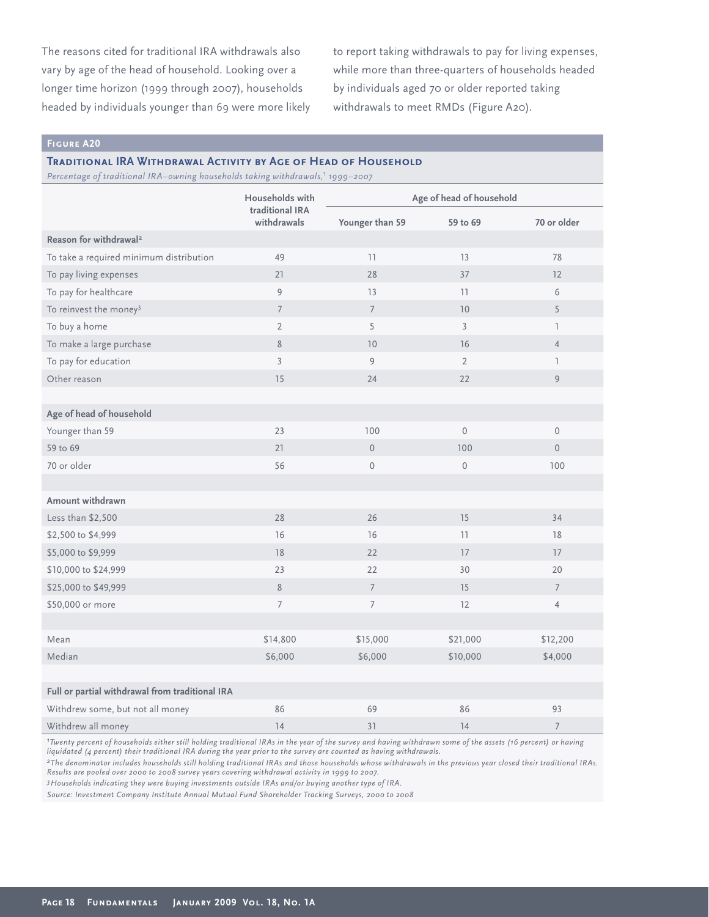The reasons cited for traditional IRA withdrawals also vary by age of the head of household. Looking over a longer time horizon (1999 through 2007), households headed by individuals younger than 69 were more likely to report taking withdrawals to pay for living expenses, while more than three-quarters of households headed by individuals aged 70 or older reported taking withdrawals to meet RMDs (Figure A20).

**Figure A20**

**Traditional IRA Withdrawal Activity by Age of Head of Household**

*Percentage of traditional IRA–owning households taking withdrawals,[1] 1999–2007*

| | Households with traditional IRA withdrawals | Age of head of household | | |
|---|---|---|---|---|
| | | Younger than 59 | 59 to 69 | 70 or older |
| **Reason for withdrawal[2]** | | | | |
| To take a required minimum distribution | 49 | 11 | 13 | 78 |
| To pay living expenses | 21 | 28 | 37 | 12 |
| To pay for healthcare | 9 | 13 | 11 | 6 |
| To reinvest the money[3] | 7 | 7 | 10 | 5 |
| To buy a home | 2 | 5 | 3 | 1 |
| To make a large purchase | 8 | 10 | 16 | 4 |
| To pay for education | 3 | 9 | 2 | 1 |
| Other reason | 15 | 24 | 22 | 9 |
| **Age of head of household** | | | | |
| Younger than 59 | 23 | 100 | 0 | 0 |
| 59 to 69 | 21 | 0 | 100 | 0 |
| 70 or older | 56 | 0 | 0 | 100 |
| **Amount withdrawn** | | | | |
| Less than $2,500 | 28 | 26 | 15 | 34 |
| $2,500 to $4,999 | 16 | 16 | 11 | 18 |
| $5,000 to $9,999 | 18 | 22 | 17 | 17 |
| $10,000 to $24,999 | 23 | 22 | 30 | 20 |
| $25,000 to $49,999 | 8 | 7 | 15 | 7 |
| $50,000 or more | 7 | 7 | 12 | 4 |
| Mean | $14,800 | $15,000 | $21,000 | $12,200 |
| Median | $6,000 | $6,000 | $10,000 | $4,000 |
| **Full or partial withdrawal from traditional IRA** | | | | |
| Withdrew some, but not all money | 86 | 69 | 86 | 93 |
| Withdrew all money | 14 | 31 | 14 | 7 |

*[1]Twenty percent of households either still holding traditional IRAs in the year of the survey and having withdrawn some of the assets (16 percent) or having liquidated (4 percent) their traditional IRA during the year prior to the survey are counted as having withdrawals.*

*[2]The denominator includes households still holding traditional IRAs and those households whose withdrawals in the previous year closed their traditional IRAs. Results are pooled over 2000 to 2008 survey years covering withdrawal activity in 1999 to 2007.*

*[3]Households indicating they were buying investments outside IRAs and/or buying another type of IRA.*

*Source: Investment Company Institute Annual Mutual Fund Shareholder Tracking Surveys, 2000 to 2008*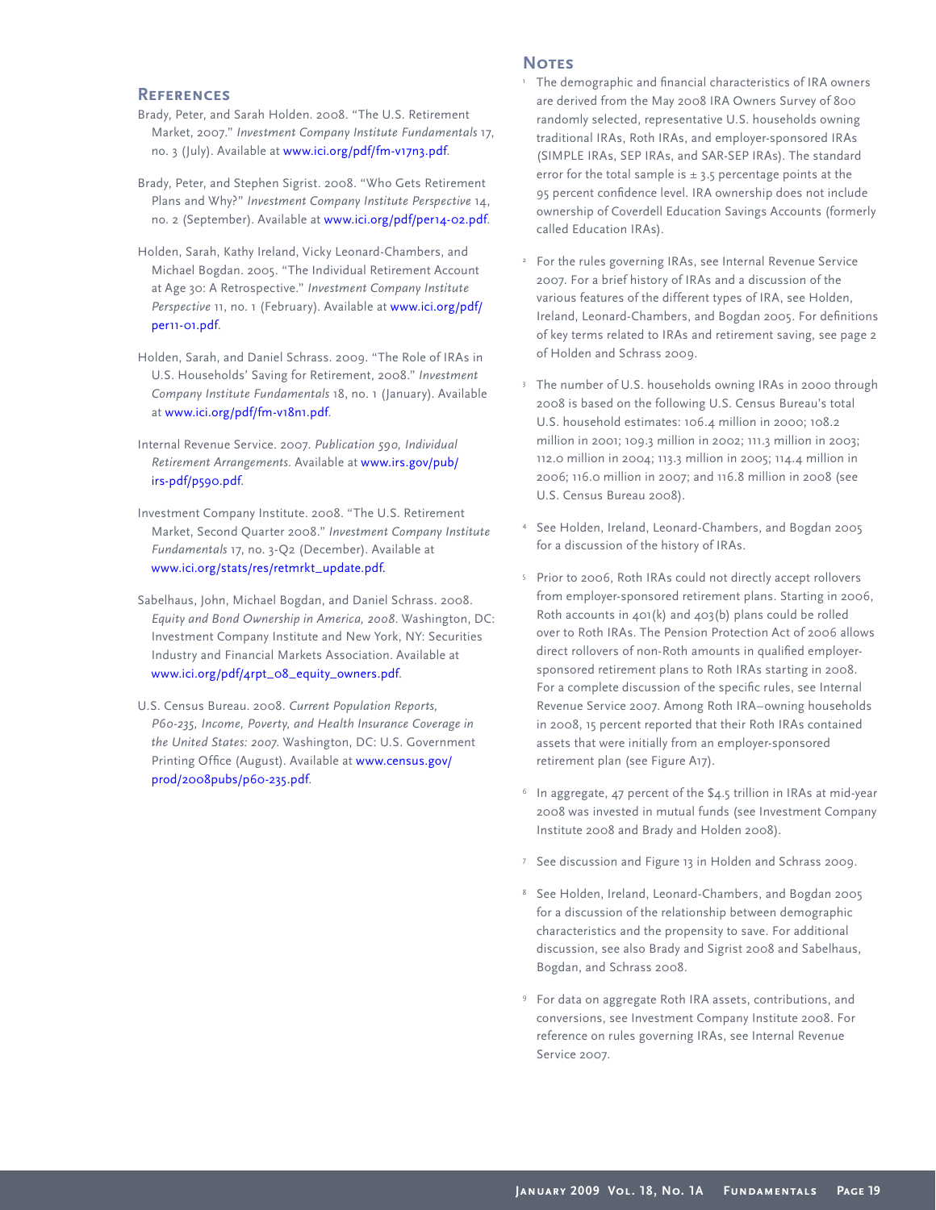## References

Brady, Peter, and Sarah Holden. 2008. "The U.S. Retirement Market, 2007." *Investment Company Institute Fundamentals* 17, no. 3 (July). Available at www.ici.org/pdf/fm-v17n3.pdf.

Brady, Peter, and Stephen Sigrist. 2008. "Who Gets Retirement Plans and Why?" *Investment Company Institute Perspective* 14, no. 2 (September). Available at www.ici.org/pdf/per14-02.pdf.

Holden, Sarah, Kathy Ireland, Vicky Leonard-Chambers, and Michael Bogdan. 2005. "The Individual Retirement Account at Age 30: A Retrospective." *Investment Company Institute Perspective* 11, no. 1 (February). Available at www.ici.org/pdf/per11-01.pdf.

Holden, Sarah, and Daniel Schrass. 2009. "The Role of IRAs in U.S. Households' Saving for Retirement, 2008." *Investment Company Institute Fundamentals* 18, no. 1 (January). Available at www.ici.org/pdf/fm-v18n1.pdf.

Internal Revenue Service. 2007. *Publication 590, Individual Retirement Arrangements.* Available at www.irs.gov/pub/irs-pdf/p590.pdf.

Investment Company Institute. 2008. "The U.S. Retirement Market, Second Quarter 2008." *Investment Company Institute Fundamentals* 17, no. 3-Q2 (December). Available at www.ici.org/stats/res/retmrkt_update.pdf.

Sabelhaus, John, Michael Bogdan, and Daniel Schrass. 2008. *Equity and Bond Ownership in America, 2008.* Washington, DC: Investment Company Institute and New York, NY: Securities Industry and Financial Markets Association. Available at www.ici.org/pdf/rpt_08_equity_owners.pdf.

U.S. Census Bureau. 2008. *Current Population Reports, P60-235, Income, Poverty, and Health Insurance Coverage in the United States: 2007.* Washington, DC: U.S. Government Printing Office (August). Available at www.census.gov/prod/2008pubs/p60-235.pdf.

## Notes

[1] The demographic and financial characteristics of IRA owners are derived from the May 2008 IRA Owners Survey of 800 randomly selected, representative U.S. households owning traditional IRAs, Roth IRAs, and employer-sponsored IRAs (SIMPLE IRAs, SEP IRAs, and SAR-SEP IRAs). The standard error for the total sample is ± 3.5 percentage points at the 95 percent confidence level. IRA ownership does not include ownership of Coverdell Education Savings Accounts (formerly called Education IRAs).

[2] For the rules governing IRAs, see Internal Revenue Service 2007. For a brief history of IRAs and a discussion of the various features of the different types of IRA, see Holden, Ireland, Leonard-Chambers, and Bogdan 2005. For definitions of key terms related to IRAs and retirement saving, see page 2 of Holden and Schrass 2009.

[3] The number of U.S. households owning IRAs in 2000 through 2008 is based on the following U.S. Census Bureau's total U.S. household estimates: 106.4 million in 2000; 108.2 million in 2001; 109.3 million in 2002; 111.3 million in 2003; 112.0 million in 2004; 113.3 million in 2005; 114.4 million in 2006; 116.0 million in 2007; and 116.8 million in 2008 (see U.S. Census Bureau 2008).

[4] See Holden, Ireland, Leonard-Chambers, and Bogdan 2005 for a discussion of the history of IRAs.

[5] Prior to 2006, Roth IRAs could not directly accept rollovers from employer-sponsored retirement plans. Starting in 2006, Roth accounts in 401(k) and 403(b) plans could be rolled over to Roth IRAs. The Pension Protection Act of 2006 allows direct rollovers of non-Roth amounts in qualified employer-sponsored retirement plans to Roth IRAs starting in 2008. For a complete discussion of the specific rules, see Internal Revenue Service 2007. Among Roth IRA–owning households in 2008, 15 percent reported that their Roth IRAs contained assets that were initially from an employer-sponsored retirement plan (see Figure A17).

[6] In aggregate, 47 percent of the $4.5 trillion in IRAs at mid-year 2008 was invested in mutual funds (see Investment Company Institute 2008 and Brady and Holden 2008).

[7] See discussion and Figure 13 in Holden and Schrass 2009.

[8] See Holden, Ireland, Leonard-Chambers, and Bogdan 2005 for a discussion of the relationship between demographic characteristics and the propensity to save. For additional discussion, see also Brady and Sigrist 2008 and Sabelhaus, Bogdan, and Schrass 2008.

[9] For data on aggregate Roth IRA assets, contributions, and conversions, see Investment Company Institute 2008. For reference on rules governing IRAs, see Internal Revenue Service 2007.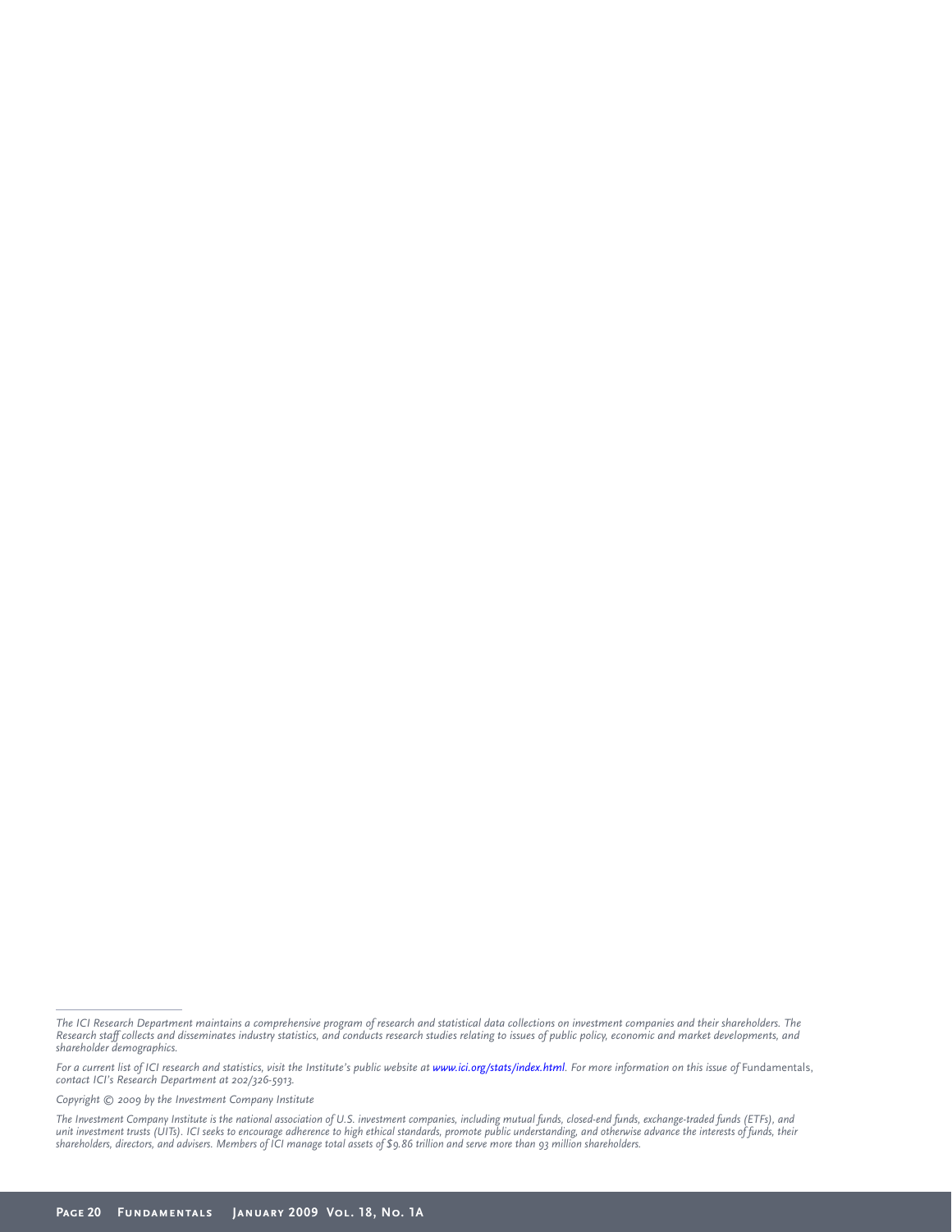*The ICI Research Department maintains a comprehensive program of research and statistical data collections on investment companies and their shareholders. The Research staff collects and disseminates industry statistics, and conducts research studies relating to issues of public policy, economic and market developments, and shareholder demographics.*

*For a current list of ICI research and statistics, visit the Institute's public website at [www.ici.org/stats/index.html](www.ici.org/stats/index.html). For more information on this issue of* Fundamentals, *contact ICI's Research Department at 202/326-5913.*

*Copyright © 2009 by the Investment Company Institute*

*The Investment Company Institute is the national association of U.S. investment companies, including mutual funds, closed-end funds, exchange-traded funds (ETFs), and unit investment trusts (UITs). ICI seeks to encourage adherence to high ethical standards, promote public understanding, and otherwise advance the interests of funds, their shareholders, directors, and advisers. Members of ICI manage total assets of $9.86 trillion and serve more than 93 million shareholders.*